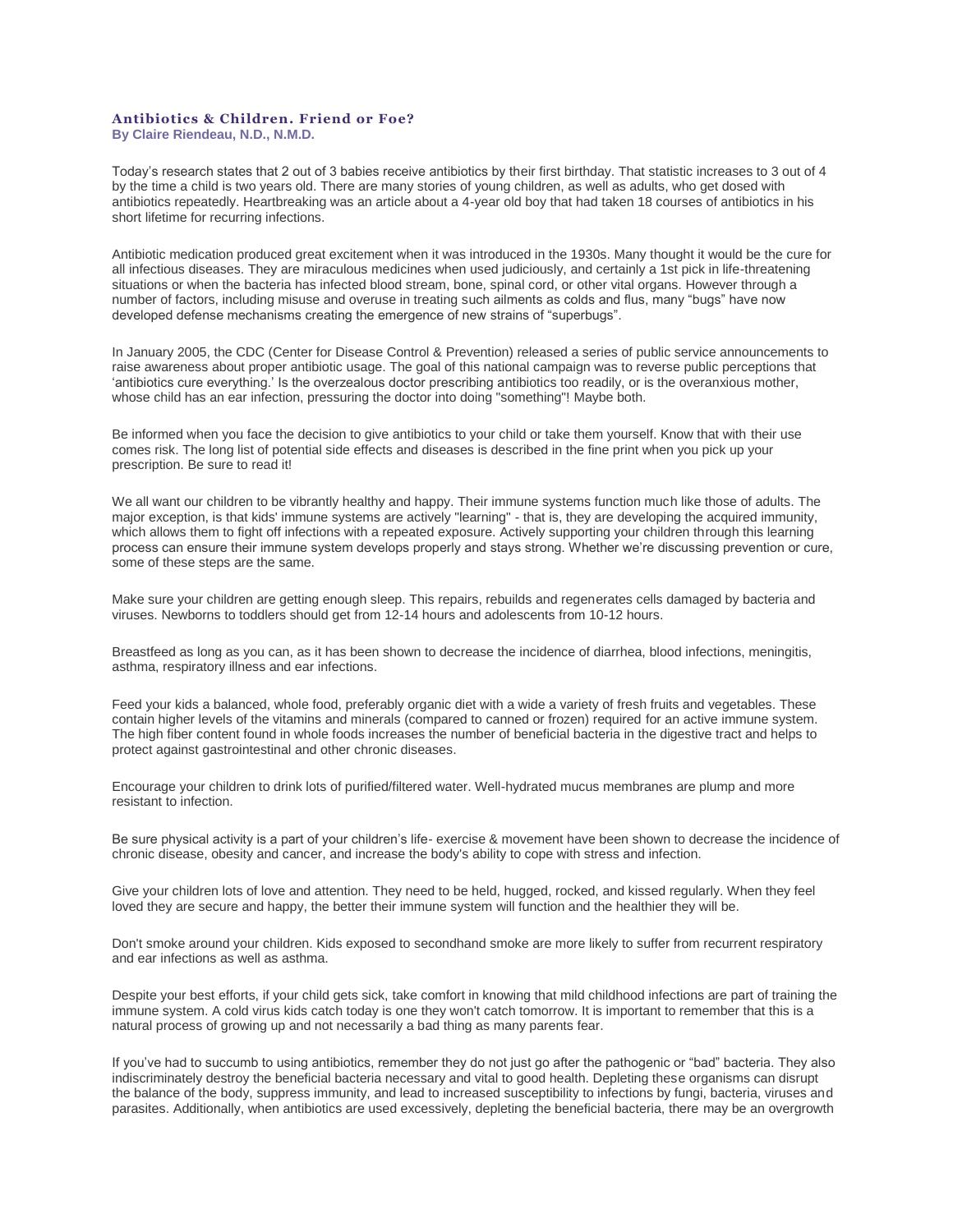### Antibiotics & Children. Friend or Foe?

**By Claire Riendeau, N.D., N.M.D.**

Today's research states that 2 out of 3 babies receive antibiotics by their first birthday. That statistic increases to 3 out of 4 by the time a child is two years old. There are many stories of young children, as well as adults, who get dosed with antibiotics repeatedly. Heartbreaking was an article about a 4-year old boy that had taken 18 courses of antibiotics in his short lifetime for recurring infections.

Antibiotic medication produced great excitement when it was introduced in the 1930s. Many thought it would be the cure for all infectious diseases. They are miraculous medicines when used judiciously, and certainly a 1st pick in life-threatening situations or when the bacteria has infected blood stream, bone, spinal cord, or other vital organs. However through a number of factors, including misuse and overuse in treating such ailments as colds and flus, many "bugs" have now developed defense mechanisms creating the emergence of new strains of "superbugs".

In January 2005, the CDC (Center for Disease Control & Prevention) released a series of public service announcements to raise awareness about proper antibiotic usage. The goal of this national campaign was to reverse public perceptions that 'antibiotics cure everything.' Is the overzealous doctor prescribing antibiotics too readily, or is the overanxious mother, whose child has an ear infection, pressuring the doctor into doing "something"! Maybe both.

Be informed when you face the decision to give antibiotics to your child or take them yourself. Know that with their use comes risk. The long list of potential side effects and diseases is described in the fine print when you pick up your prescription. Be sure to read it!

We all want our children to be vibrantly healthy and happy. Their immune systems function much like those of adults. The major exception, is that kids' immune systems are actively "learning" - that is, they are developing the acquired immunity, which allows them to fight off infections with a repeated exposure. Actively supporting your children through this learning process can ensure their immune system develops properly and stays strong. Whether we're discussing prevention or cure, some of these steps are the same.

Make sure your children are getting enough sleep. This repairs, rebuilds and regenerates cells damaged by bacteria and viruses. Newborns to toddlers should get from 12-14 hours and adolescents from 10-12 hours.

Breastfeed as long as you can, as it has been shown to decrease the incidence of diarrhea, blood infections, meningitis, asthma, respiratory illness and ear infections.

Feed your kids a balanced, whole food, preferably organic diet with a wide a variety of fresh fruits and vegetables. These contain higher levels of the vitamins and minerals (compared to canned or frozen) required for an active immune system. The high fiber content found in whole foods increases the number of beneficial bacteria in the digestive tract and helps to protect against gastrointestinal and other chronic diseases.

Encourage your children to drink lots of purified/filtered water. Well-hydrated mucus membranes are plump and more resistant to infection.

Be sure physical activity is a part of your children's life- exercise & movement have been shown to decrease the incidence of chronic disease, obesity and cancer, and increase the body's ability to cope with stress and infection.

Give your children lots of love and attention. They need to be held, hugged, rocked, and kissed regularly. When they feel loved they are secure and happy, the better their immune system will function and the healthier they will be.

Don't smoke around your children. Kids exposed to secondhand smoke are more likely to suffer from recurrent respiratory and ear infections as well as asthma.

Despite your best efforts, if your child gets sick, take comfort in knowing that mild childhood infections are part of training the immune system. A cold virus kids catch today is one they won't catch tomorrow. It is important to remember that this is a natural process of growing up and not necessarily a bad thing as many parents fear.

If you've had to succumb to using antibiotics, remember they do not just go after the pathogenic or "bad" bacteria. They also indiscriminately destroy the beneficial bacteria necessary and vital to good health. Depleting these organisms can disrupt the balance of the body, suppress immunity, and lead to increased susceptibility to infections by fungi, bacteria, viruses and parasites. Additionally, when antibiotics are used excessively, depleting the beneficial bacteria, there may be an overgrowth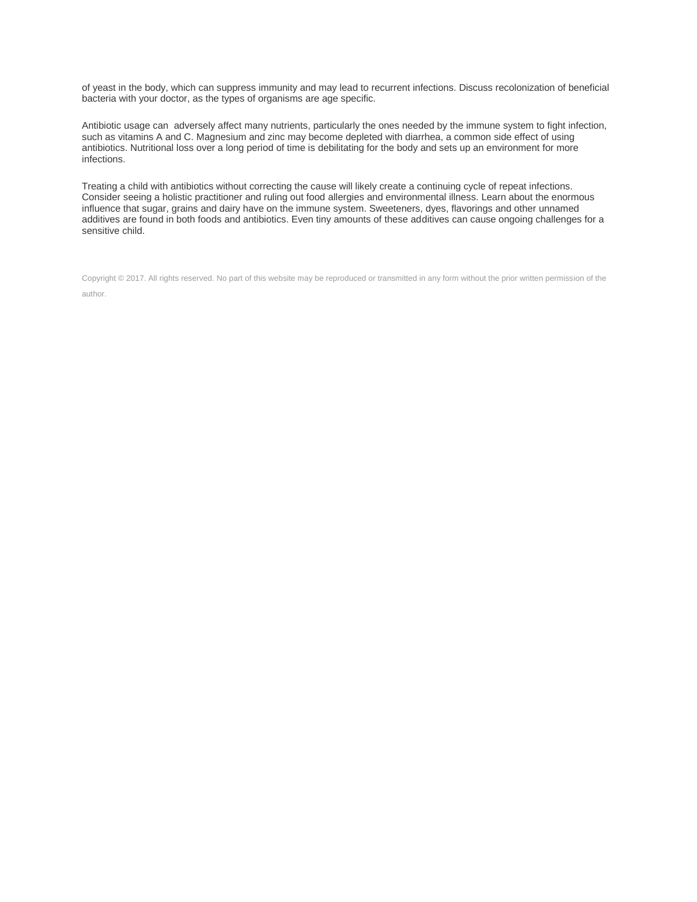of yeast in the body, which can suppress immunity and may lead to recurrent infections. Discuss recolonization of beneficial bacteria with your doctor, as the types of organisms are age specific.

Antibiotic usage can adversely affect many nutrients, particularly the ones needed by the immune system to fight infection, such as vitamins A and C. Magnesium and zinc may become depleted with diarrhea, a common side effect of using antibiotics. Nutritional loss over a long period of time is debilitating for the body and sets up an environment for more infections.

Treating a child with antibiotics without correcting the cause will likely create a continuing cycle of repeat infections. Consider seeing a holistic practitioner and ruling out food allergies and environmental illness. Learn about the enormous influence that sugar, grains and dairy have on the immune system. Sweeteners, dyes, flavorings and other unnamed additives are found in both foods and antibiotics. Even tiny amounts of these additives can cause ongoing challenges for a sensitive child.

Copyright © 2017. All rights reserved. No part of this website may be reproduced or transmitted in any form without the prior written permission of the author.